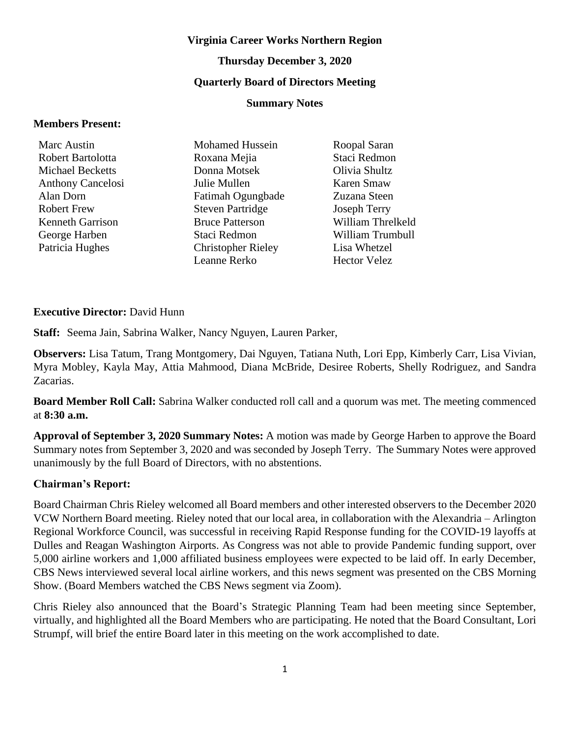**Virginia Career Works Northern Region**

**Thursday December 3, 2020**

**Quarterly Board of Directors Meeting**

**Summary Notes**

**Members Present:**

| | | |
|---|---|---|
| Marc Austin | Mohamed Hussein | Roopal Saran |
| Robert Bartolotta | Roxana Mejia | Staci Redmon |
| Michael Becketts | Donna Motsek | Olivia Shultz |
| Anthony Cancelosi | Julie Mullen | Karen Smaw |
| Alan Dorn | Fatimah Ogungbade | Zuzana Steen |
| Robert Frew | Steven Partridge | Joseph Terry |
| Kenneth Garrison | Bruce Patterson | William Threlkeld |
| George Harben | Staci Redmon | William Trumbull |
| Patricia Hughes | Christopher Rieley | Lisa Whetzel |
| | Leanne Rerko | Hector Velez |

**Executive Director:** David Hunn

**Staff:** Seema Jain, Sabrina Walker, Nancy Nguyen, Lauren Parker,

**Observers:** Lisa Tatum, Trang Montgomery, Dai Nguyen, Tatiana Nuth, Lori Epp, Kimberly Carr, Lisa Vivian, Myra Mobley, Kayla May, Attia Mahmood, Diana McBride, Desiree Roberts, Shelly Rodriguez, and Sandra Zacarias.

**Board Member Roll Call:** Sabrina Walker conducted roll call and a quorum was met. The meeting commenced at **8:30 a.m.**

**Approval of September 3, 2020 Summary Notes:** A motion was made by George Harben to approve the Board Summary notes from September 3, 2020 and was seconded by Joseph Terry. The Summary Notes were approved unanimously by the full Board of Directors, with no abstentions.

**Chairman's Report:**

Board Chairman Chris Rieley welcomed all Board members and other interested observers to the December 2020 VCW Northern Board meeting. Rieley noted that our local area, in collaboration with the Alexandria – Arlington Regional Workforce Council, was successful in receiving Rapid Response funding for the COVID-19 layoffs at Dulles and Reagan Washington Airports. As Congress was not able to provide Pandemic funding support, over 5,000 airline workers and 1,000 affiliated business employees were expected to be laid off. In early December, CBS News interviewed several local airline workers, and this news segment was presented on the CBS Morning Show. (Board Members watched the CBS News segment via Zoom).

Chris Rieley also announced that the Board's Strategic Planning Team had been meeting since September, virtually, and highlighted all the Board Members who are participating. He noted that the Board Consultant, Lori Strumpf, will brief the entire Board later in this meeting on the work accomplished to date.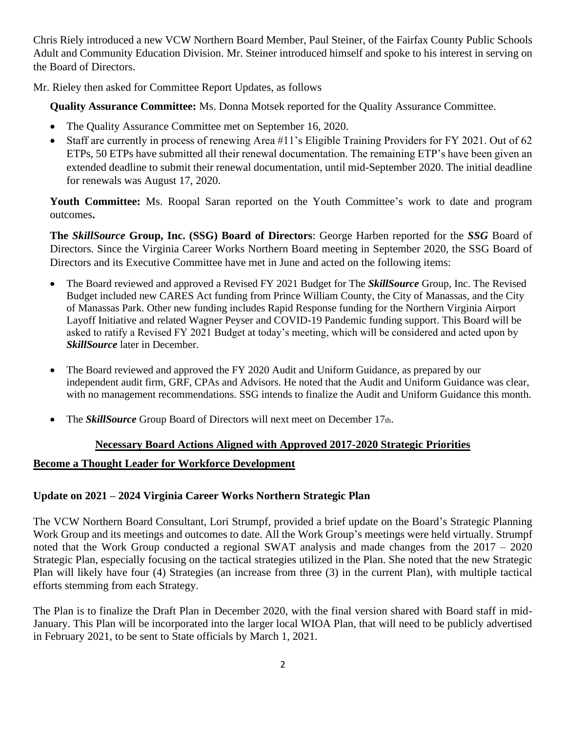Chris Riely introduced a new VCW Northern Board Member, Paul Steiner, of the Fairfax County Public Schools Adult and Community Education Division. Mr. Steiner introduced himself and spoke to his interest in serving on the Board of Directors.

Mr. Rieley then asked for Committee Report Updates, as follows

**Quality Assurance Committee:** Ms. Donna Motsek reported for the Quality Assurance Committee.

- The Quality Assurance Committee met on September 16, 2020.
- Staff are currently in process of renewing Area #11's Eligible Training Providers for FY 2021. Out of 62 ETPs, 50 ETPs have submitted all their renewal documentation. The remaining ETP's have been given an extended deadline to submit their renewal documentation, until mid-September 2020. The initial deadline for renewals was August 17, 2020.

**Youth Committee:** Ms. Roopal Saran reported on the Youth Committee's work to date and program outcomes**.**

**The *SkillSource* Group, Inc. (SSG) Board of Directors**: George Harben reported for the ***SSG*** Board of Directors. Since the Virginia Career Works Northern Board meeting in September 2020, the SSG Board of Directors and its Executive Committee have met in June and acted on the following items:

- The Board reviewed and approved a Revised FY 2021 Budget for The ***SkillSource*** Group, Inc. The Revised Budget included new CARES Act funding from Prince William County, the City of Manassas, and the City of Manassas Park. Other new funding includes Rapid Response funding for the Northern Virginia Airport Layoff Initiative and related Wagner Peyser and COVID-19 Pandemic funding support. This Board will be asked to ratify a Revised FY 2021 Budget at today's meeting, which will be considered and acted upon by ***SkillSource*** later in December.

- The Board reviewed and approved the FY 2020 Audit and Uniform Guidance, as prepared by our independent audit firm, GRF, CPAs and Advisors. He noted that the Audit and Uniform Guidance was clear, with no management recommendations. SSG intends to finalize the Audit and Uniform Guidance this month.

- The ***SkillSource*** Group Board of Directors will next meet on December 17th.

## Necessary Board Actions Aligned with Approved 2017-2020 Strategic Priorities

### Become a Thought Leader for Workforce Development

### Update on 2021 – 2024 Virginia Career Works Northern Strategic Plan

The VCW Northern Board Consultant, Lori Strumpf, provided a brief update on the Board's Strategic Planning Work Group and its meetings and outcomes to date. All the Work Group's meetings were held virtually. Strumpf noted that the Work Group conducted a regional SWAT analysis and made changes from the 2017 – 2020 Strategic Plan, especially focusing on the tactical strategies utilized in the Plan. She noted that the new Strategic Plan will likely have four (4) Strategies (an increase from three (3) in the current Plan), with multiple tactical efforts stemming from each Strategy.

The Plan is to finalize the Draft Plan in December 2020, with the final version shared with Board staff in mid-January. This Plan will be incorporated into the larger local WIOA Plan, that will need to be publicly advertised in February 2021, to be sent to State officials by March 1, 2021.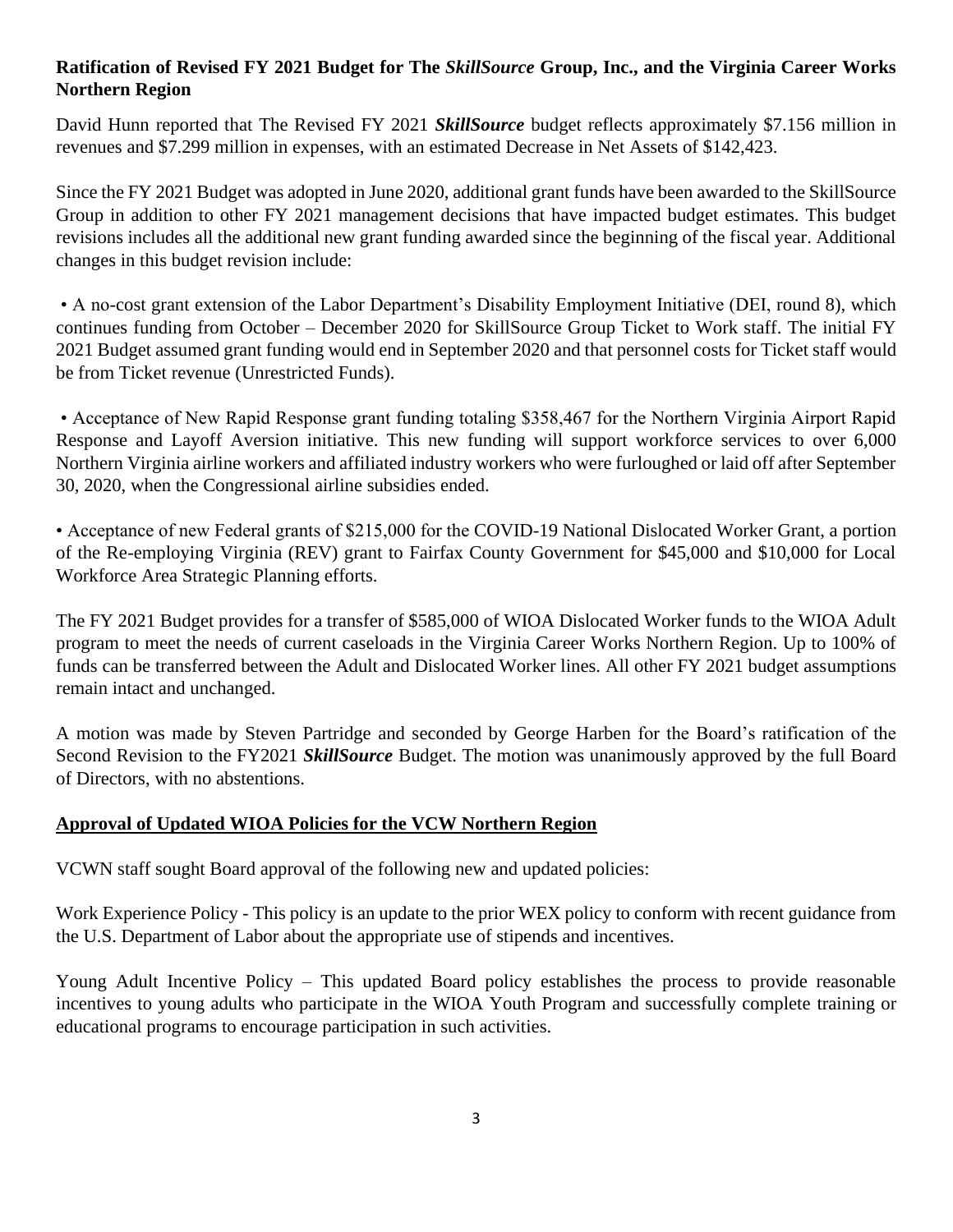**Ratification of Revised FY 2021 Budget for The *SkillSource* Group, Inc., and the Virginia Career Works Northern Region**

David Hunn reported that The Revised FY 2021 ***SkillSource*** budget reflects approximately $7.156 million in revenues and $7.299 million in expenses, with an estimated Decrease in Net Assets of $142,423.

Since the FY 2021 Budget was adopted in June 2020, additional grant funds have been awarded to the SkillSource Group in addition to other FY 2021 management decisions that have impacted budget estimates. This budget revisions includes all the additional new grant funding awarded since the beginning of the fiscal year. Additional changes in this budget revision include:

- A no-cost grant extension of the Labor Department's Disability Employment Initiative (DEI, round 8), which continues funding from October – December 2020 for SkillSource Group Ticket to Work staff. The initial FY 2021 Budget assumed grant funding would end in September 2020 and that personnel costs for Ticket staff would be from Ticket revenue (Unrestricted Funds).

- Acceptance of New Rapid Response grant funding totaling $358,467 for the Northern Virginia Airport Rapid Response and Layoff Aversion initiative. This new funding will support workforce services to over 6,000 Northern Virginia airline workers and affiliated industry workers who were furloughed or laid off after September 30, 2020, when the Congressional airline subsidies ended.

- Acceptance of new Federal grants of $215,000 for the COVID-19 National Dislocated Worker Grant, a portion of the Re-employing Virginia (REV) grant to Fairfax County Government for $45,000 and $10,000 for Local Workforce Area Strategic Planning efforts.

The FY 2021 Budget provides for a transfer of $585,000 of WIOA Dislocated Worker funds to the WIOA Adult program to meet the needs of current caseloads in the Virginia Career Works Northern Region. Up to 100% of funds can be transferred between the Adult and Dislocated Worker lines. All other FY 2021 budget assumptions remain intact and unchanged.

A motion was made by Steven Partridge and seconded by George Harben for the Board's ratification of the Second Revision to the FY2021 ***SkillSource*** Budget. The motion was unanimously approved by the full Board of Directors, with no abstentions.

**Approval of Updated WIOA Policies for the VCW Northern Region**

VCWN staff sought Board approval of the following new and updated policies:

Work Experience Policy - This policy is an update to the prior WEX policy to conform with recent guidance from the U.S. Department of Labor about the appropriate use of stipends and incentives.

Young Adult Incentive Policy – This updated Board policy establishes the process to provide reasonable incentives to young adults who participate in the WIOA Youth Program and successfully complete training or educational programs to encourage participation in such activities.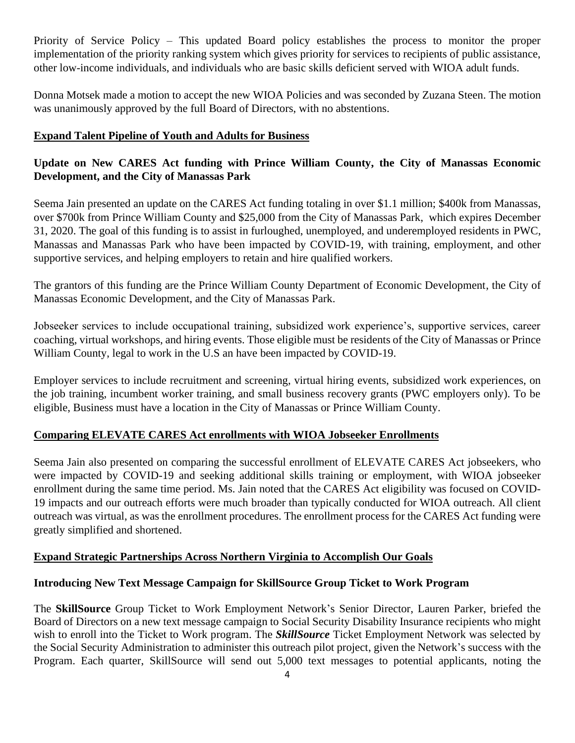Priority of Service Policy – This updated Board policy establishes the process to monitor the proper implementation of the priority ranking system which gives priority for services to recipients of public assistance, other low-income individuals, and individuals who are basic skills deficient served with WIOA adult funds.

Donna Motsek made a motion to accept the new WIOA Policies and was seconded by Zuzana Steen. The motion was unanimously approved by the full Board of Directors, with no abstentions.

**Expand Talent Pipeline of Youth and Adults for Business**

**Update on New CARES Act funding with Prince William County, the City of Manassas Economic Development, and the City of Manassas Park**

Seema Jain presented an update on the CARES Act funding totaling in over $1.1 million; $400k from Manassas, over $700k from Prince William County and $25,000 from the City of Manassas Park, which expires December 31, 2020. The goal of this funding is to assist in furloughed, unemployed, and underemployed residents in PWC, Manassas and Manassas Park who have been impacted by COVID-19, with training, employment, and other supportive services, and helping employers to retain and hire qualified workers.

The grantors of this funding are the Prince William County Department of Economic Development, the City of Manassas Economic Development, and the City of Manassas Park.

Jobseeker services to include occupational training, subsidized work experience's, supportive services, career coaching, virtual workshops, and hiring events. Those eligible must be residents of the City of Manassas or Prince William County, legal to work in the U.S an have been impacted by COVID-19.

Employer services to include recruitment and screening, virtual hiring events, subsidized work experiences, on the job training, incumbent worker training, and small business recovery grants (PWC employers only). To be eligible, Business must have a location in the City of Manassas or Prince William County.

**Comparing ELEVATE CARES Act enrollments with WIOA Jobseeker Enrollments**

Seema Jain also presented on comparing the successful enrollment of ELEVATE CARES Act jobseekers, who were impacted by COVID-19 and seeking additional skills training or employment, with WIOA jobseeker enrollment during the same time period. Ms. Jain noted that the CARES Act eligibility was focused on COVID-19 impacts and our outreach efforts were much broader than typically conducted for WIOA outreach. All client outreach was virtual, as was the enrollment procedures. The enrollment process for the CARES Act funding were greatly simplified and shortened.

**Expand Strategic Partnerships Across Northern Virginia to Accomplish Our Goals**

**Introducing New Text Message Campaign for SkillSource Group Ticket to Work Program**

The **SkillSource** Group Ticket to Work Employment Network's Senior Director, Lauren Parker, briefed the Board of Directors on a new text message campaign to Social Security Disability Insurance recipients who might wish to enroll into the Ticket to Work program. The ***SkillSource*** Ticket Employment Network was selected by the Social Security Administration to administer this outreach pilot project, given the Network's success with the Program. Each quarter, SkillSource will send out 5,000 text messages to potential applicants, noting the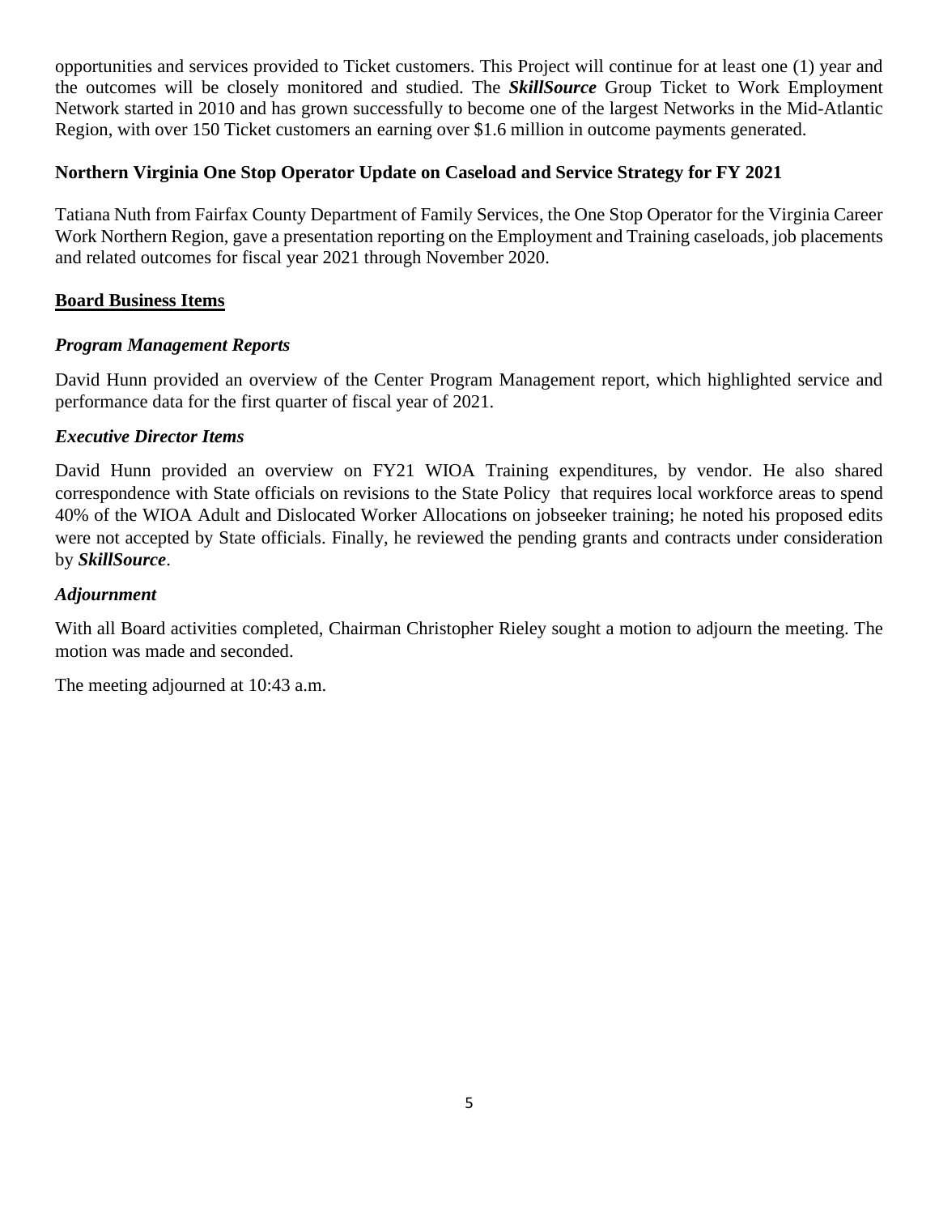opportunities and services provided to Ticket customers. This Project will continue for at least one (1) year and the outcomes will be closely monitored and studied. The ***SkillSource*** Group Ticket to Work Employment Network started in 2010 and has grown successfully to become one of the largest Networks in the Mid-Atlantic Region, with over 150 Ticket customers an earning over $1.6 million in outcome payments generated.

**Northern Virginia One Stop Operator Update on Caseload and Service Strategy for FY 2021**

Tatiana Nuth from Fairfax County Department of Family Services, the One Stop Operator for the Virginia Career Work Northern Region, gave a presentation reporting on the Employment and Training caseloads, job placements and related outcomes for fiscal year 2021 through November 2020.

**Board Business Items**

***Program Management Reports***

David Hunn provided an overview of the Center Program Management report, which highlighted service and performance data for the first quarter of fiscal year of 2021.

***Executive Director Items***

David Hunn provided an overview on FY21 WIOA Training expenditures, by vendor. He also shared correspondence with State officials on revisions to the State Policy that requires local workforce areas to spend 40% of the WIOA Adult and Dislocated Worker Allocations on jobseeker training; he noted his proposed edits were not accepted by State officials. Finally, he reviewed the pending grants and contracts under consideration by ***SkillSource***.

***Adjournment***

With all Board activities completed, Chairman Christopher Rieley sought a motion to adjourn the meeting. The motion was made and seconded.

The meeting adjourned at 10:43 a.m.